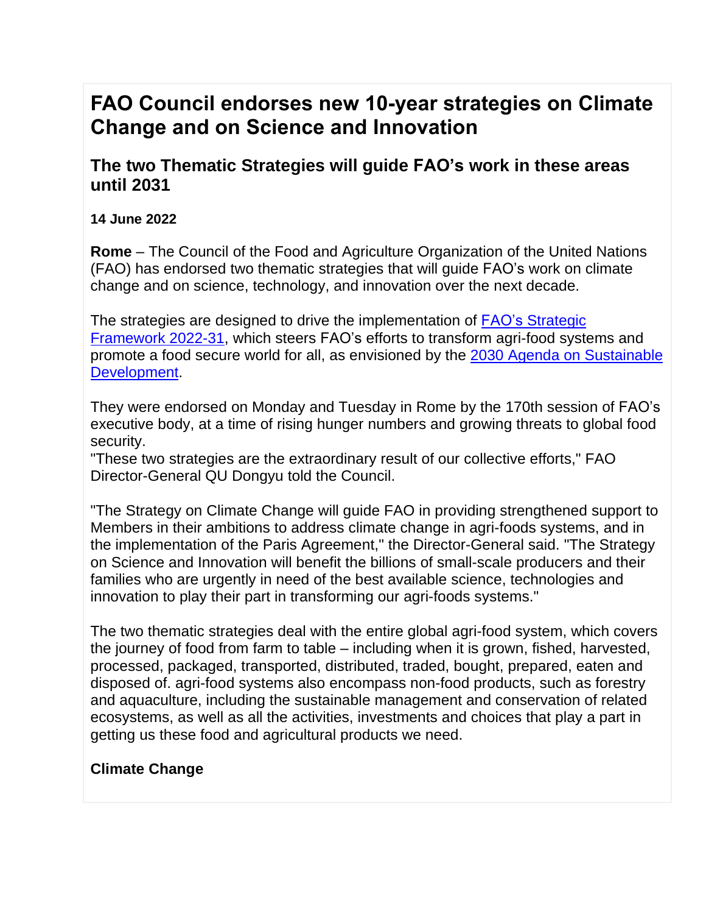# FAO Council endorses new 10-year strategies on Climate Change and on Science and Innovation

## The two Thematic Strategies will guide FAO's work in these areas until 2031

**14 June 2022**

**Rome** – The Council of the Food and Agriculture Organization of the United Nations (FAO) has endorsed two thematic strategies that will guide FAO's work on climate change and on science, technology, and innovation over the next decade.

The strategies are designed to drive the implementation of [FAO's Strategic Framework 2022-31](), which steers FAO's efforts to transform agri-food systems and promote a food secure world for all, as envisioned by the [2030 Agenda on Sustainable Development]().

They were endorsed on Monday and Tuesday in Rome by the 170th session of FAO's executive body, at a time of rising hunger numbers and growing threats to global food security.
"These two strategies are the extraordinary result of our collective efforts," FAO Director-General QU Dongyu told the Council.

"The Strategy on Climate Change will guide FAO in providing strengthened support to Members in their ambitions to address climate change in agri-foods systems, and in the implementation of the Paris Agreement," the Director-General said. "The Strategy on Science and Innovation will benefit the billions of small-scale producers and their families who are urgently in need of the best available science, technologies and innovation to play their part in transforming our agri-foods systems."

The two thematic strategies deal with the entire global agri-food system, which covers the journey of food from farm to table – including when it is grown, fished, harvested, processed, packaged, transported, distributed, traded, bought, prepared, eaten and disposed of. agri-food systems also encompass non-food products, such as forestry and aquaculture, including the sustainable management and conservation of related ecosystems, as well as all the activities, investments and choices that play a part in getting us these food and agricultural products we need.

### Climate Change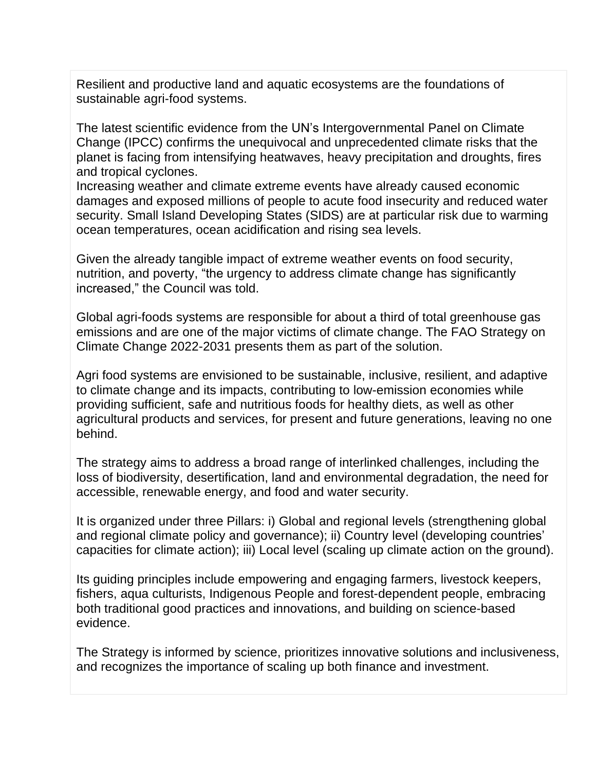Resilient and productive land and aquatic ecosystems are the foundations of sustainable agri-food systems.

The latest scientific evidence from the UN's Intergovernmental Panel on Climate Change (IPCC) confirms the unequivocal and unprecedented climate risks that the planet is facing from intensifying heatwaves, heavy precipitation and droughts, fires and tropical cyclones.
Increasing weather and climate extreme events have already caused economic damages and exposed millions of people to acute food insecurity and reduced water security. Small Island Developing States (SIDS) are at particular risk due to warming ocean temperatures, ocean acidification and rising sea levels.

Given the already tangible impact of extreme weather events on food security, nutrition, and poverty, "the urgency to address climate change has significantly increased," the Council was told.

Global agri-foods systems are responsible for about a third of total greenhouse gas emissions and are one of the major victims of climate change. The FAO Strategy on Climate Change 2022-2031 presents them as part of the solution.

Agri food systems are envisioned to be sustainable, inclusive, resilient, and adaptive to climate change and its impacts, contributing to low-emission economies while providing sufficient, safe and nutritious foods for healthy diets, as well as other agricultural products and services, for present and future generations, leaving no one behind.

The strategy aims to address a broad range of interlinked challenges, including the loss of biodiversity, desertification, land and environmental degradation, the need for accessible, renewable energy, and food and water security.

It is organized under three Pillars: i) Global and regional levels (strengthening global and regional climate policy and governance); ii) Country level (developing countries' capacities for climate action); iii) Local level (scaling up climate action on the ground).

Its guiding principles include empowering and engaging farmers, livestock keepers, fishers, aqua culturists, Indigenous People and forest-dependent people, embracing both traditional good practices and innovations, and building on science-based evidence.

The Strategy is informed by science, prioritizes innovative solutions and inclusiveness, and recognizes the importance of scaling up both finance and investment.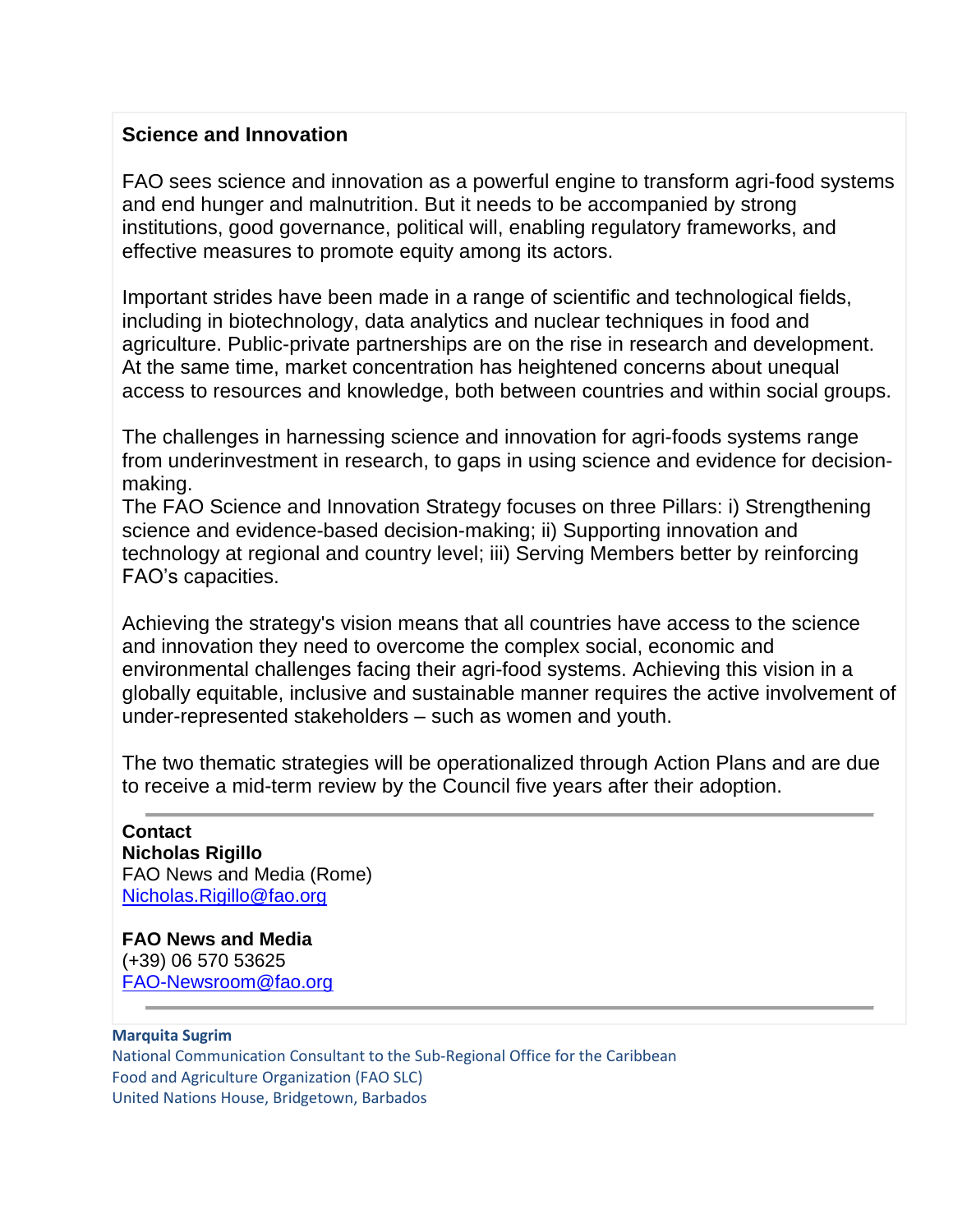## Science and Innovation

FAO sees science and innovation as a powerful engine to transform agri-food systems and end hunger and malnutrition. But it needs to be accompanied by strong institutions, good governance, political will, enabling regulatory frameworks, and effective measures to promote equity among its actors.

Important strides have been made in a range of scientific and technological fields, including in biotechnology, data analytics and nuclear techniques in food and agriculture. Public-private partnerships are on the rise in research and development. At the same time, market concentration has heightened concerns about unequal access to resources and knowledge, both between countries and within social groups.

The challenges in harnessing science and innovation for agri-foods systems range from underinvestment in research, to gaps in using science and evidence for decision-making.

The FAO Science and Innovation Strategy focuses on three Pillars: i) Strengthening science and evidence-based decision-making; ii) Supporting innovation and technology at regional and country level; iii) Serving Members better by reinforcing FAO's capacities.

Achieving the strategy's vision means that all countries have access to the science and innovation they need to overcome the complex social, economic and environmental challenges facing their agri-food systems. Achieving this vision in a globally equitable, inclusive and sustainable manner requires the active involvement of under-represented stakeholders – such as women and youth.

The two thematic strategies will be operationalized through Action Plans and are due to receive a mid-term review by the Council five years after their adoption.

---

**Contact**
**Nicholas Rigillo**
FAO News and Media (Rome)
Nicholas.Rigillo@fao.org

**FAO News and Media**
(+39) 06 570 53625
FAO-Newsroom@fao.org

---

**Marquita Sugrim**
National Communication Consultant to the Sub-Regional Office for the Caribbean
Food and Agriculture Organization (FAO SLC)
United Nations House, Bridgetown, Barbados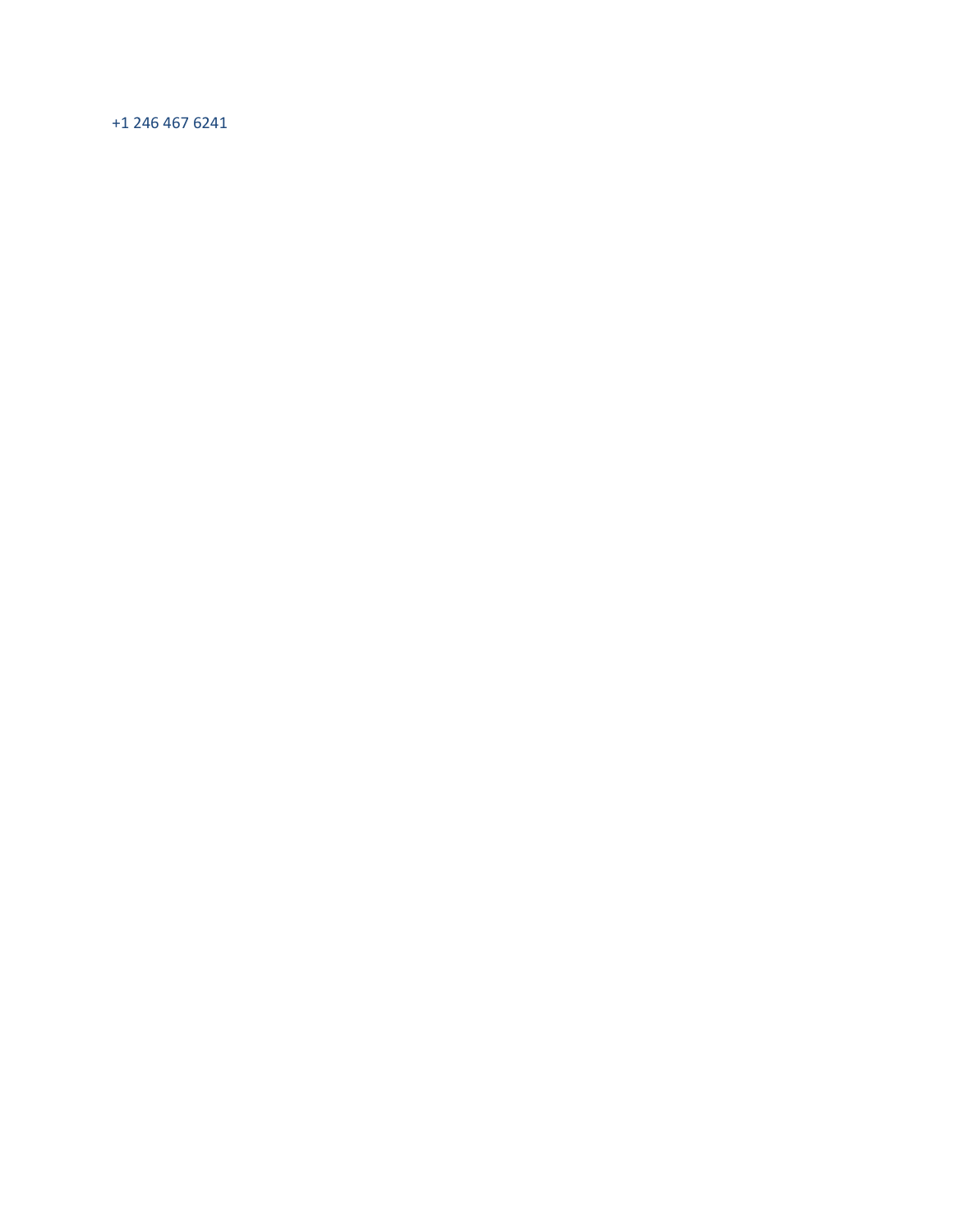+1 246 467 6241